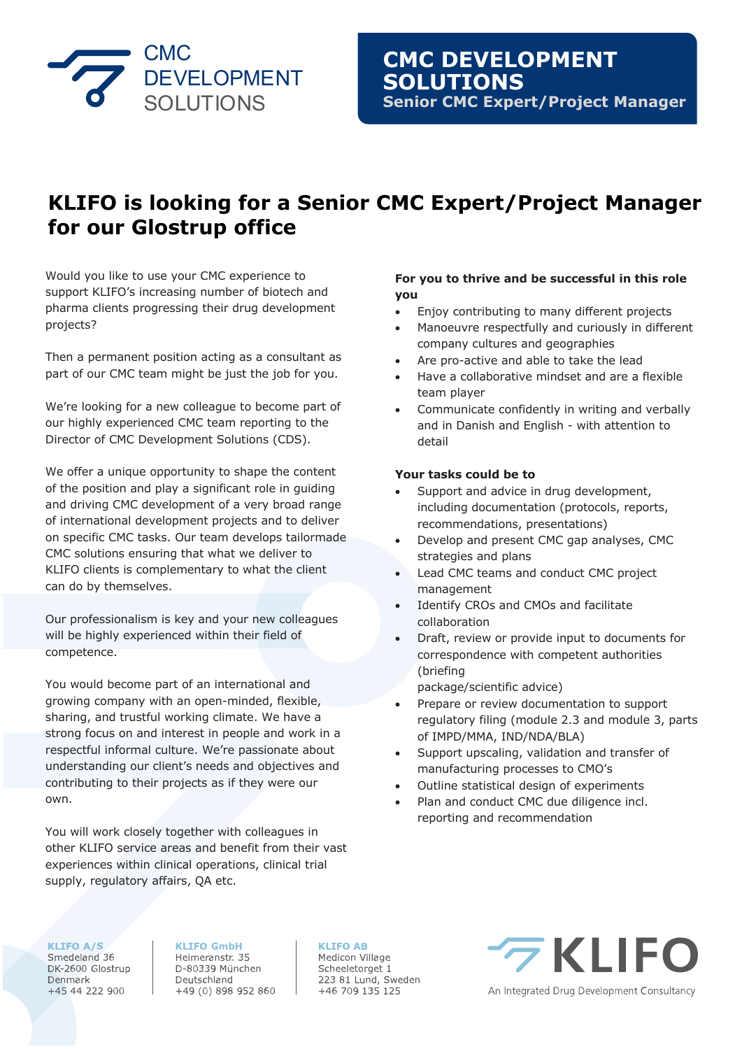CMC DEVELOPMENT SOLUTIONS

**CMC DEVELOPMENT SOLUTIONS**
**Senior CMC Expert/Project Manager**

# KLIFO is looking for a Senior CMC Expert/Project Manager for our Glostrup office

Would you like to use your CMC experience to support KLIFO's increasing number of biotech and pharma clients progressing their drug development projects?

Then a permanent position acting as a consultant as part of our CMC team might be just the job for you.

We're looking for a new colleague to become part of our highly experienced CMC team reporting to the Director of CMC Development Solutions (CDS).

We offer a unique opportunity to shape the content of the position and play a significant role in guiding and driving CMC development of a very broad range of international development projects and to deliver on specific CMC tasks. Our team develops tailormade CMC solutions ensuring that what we deliver to KLIFO clients is complementary to what the client can do by themselves.

Our professionalism is key and your new colleagues will be highly experienced within their field of competence.

You would become part of an international and growing company with an open-minded, flexible, sharing, and trustful working climate. We have a strong focus on and interest in people and work in a respectful informal culture. We're passionate about understanding our client's needs and objectives and contributing to their projects as if they were our own.

You will work closely together with colleagues in other KLIFO service areas and benefit from their vast experiences within clinical operations, clinical trial supply, regulatory affairs, QA etc.

**For you to thrive and be successful in this role you**

- Enjoy contributing to many different projects
- Manoeuvre respectfully and curiously in different company cultures and geographies
- Are pro-active and able to take the lead
- Have a collaborative mindset and are a flexible team player
- Communicate confidently in writing and verbally and in Danish and English - with attention to detail

**Your tasks could be to**

- Support and advice in drug development, including documentation (protocols, reports, recommendations, presentations)
- Develop and present CMC gap analyses, CMC strategies and plans
- Lead CMC teams and conduct CMC project management
- Identify CROs and CMOs and facilitate collaboration
- Draft, review or provide input to documents for correspondence with competent authorities (briefing package/scientific advice)
- Prepare or review documentation to support regulatory filing (module 2.3 and module 3, parts of IMPD/MMA, IND/NDA/BLA)
- Support upscaling, validation and transfer of manufacturing processes to CMO's
- Outline statistical design of experiments
- Plan and conduct CMC due diligence incl. reporting and recommendation

**KLIFO A/S**
Smedeland 36
DK-2600 Glostrup
Denmark
+45 44 222 900

**KLIFO GmbH**
Heimeranstr. 35
D-80339 München
Deutschland
+49 (0) 898 952 860

**KLIFO AB**
Medicon Village
Scheeletorget 1
223 81 Lund, Sweden
+46 709 135 125

KLIFO
An Integrated Drug Development Consultancy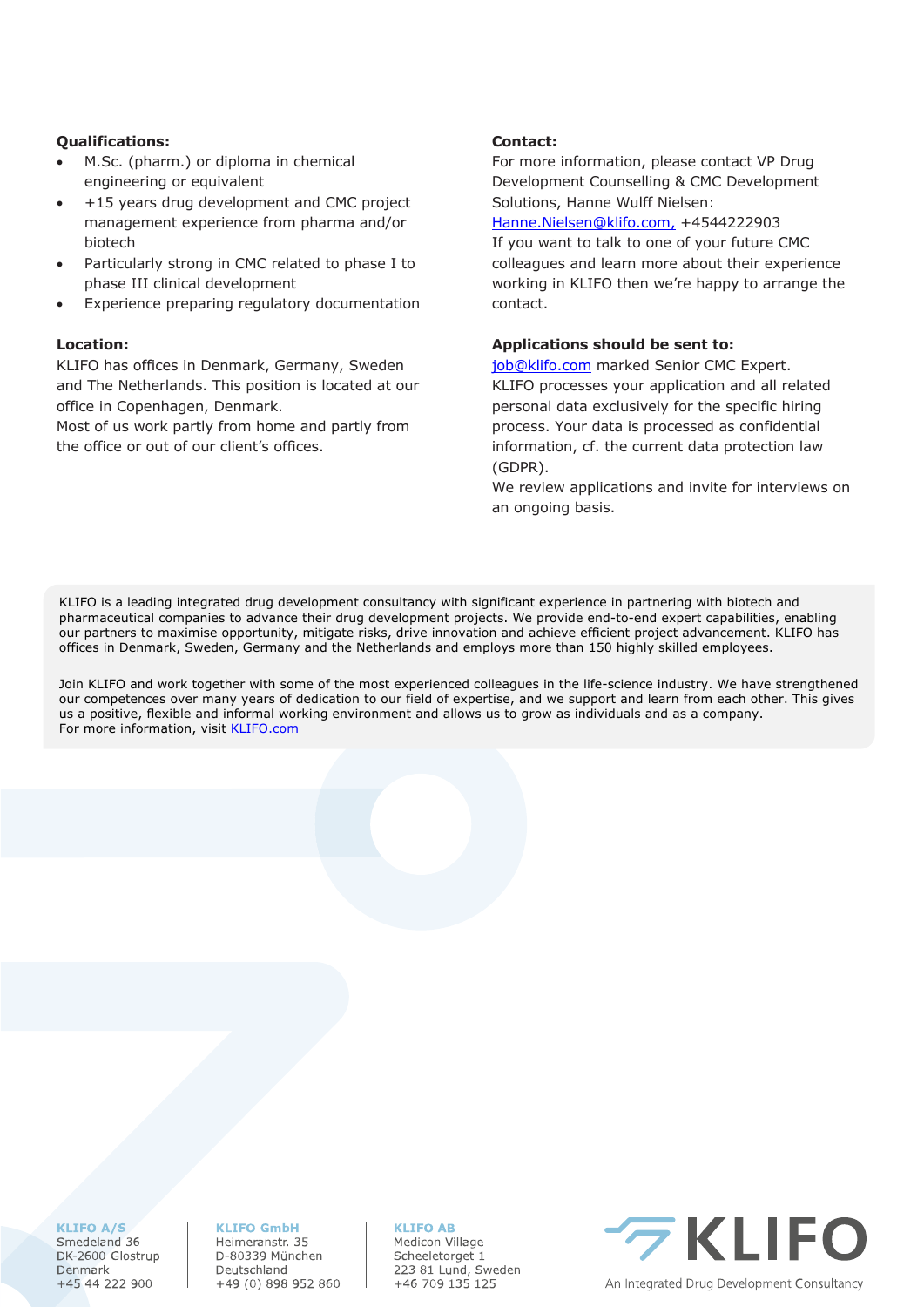**Qualifications:**

- M.Sc. (pharm.) or diploma in chemical engineering or equivalent
- +15 years drug development and CMC project management experience from pharma and/or biotech
- Particularly strong in CMC related to phase I to phase III clinical development
- Experience preparing regulatory documentation

**Location:**

KLIFO has offices in Denmark, Germany, Sweden and The Netherlands. This position is located at our office in Copenhagen, Denmark.
Most of us work partly from home and partly from the office or out of our client's offices.

**Contact:**

For more information, please contact VP Drug Development Counselling & CMC Development Solutions, Hanne Wulff Nielsen:
Hanne.Nielsen@klifo.com, +4544222903
If you want to talk to one of your future CMC colleagues and learn more about their experience working in KLIFO then we're happy to arrange the contact.

**Applications should be sent to:**

job@klifo.com marked Senior CMC Expert.
KLIFO processes your application and all related personal data exclusively for the specific hiring process. Your data is processed as confidential information, cf. the current data protection law (GDPR).
We review applications and invite for interviews on an ongoing basis.

KLIFO is a leading integrated drug development consultancy with significant experience in partnering with biotech and pharmaceutical companies to advance their drug development projects. We provide end-to-end expert capabilities, enabling our partners to maximise opportunity, mitigate risks, drive innovation and achieve efficient project advancement. KLIFO has offices in Denmark, Sweden, Germany and the Netherlands and employs more than 150 highly skilled employees.

Join KLIFO and work together with some of the most experienced colleagues in the life-science industry. We have strengthened our competences over many years of dedication to our field of expertise, and we support and learn from each other. This gives us a positive, flexible and informal working environment and allows us to grow as individuals and as a company.
For more information, visit KLIFO.com

**KLIFO A/S**
Smedeland 36
DK-2600 Glostrup
Denmark
+45 44 222 900

**KLIFO GmbH**
Heimeranstr. 35
D-80339 München
Deutschland
+49 (0) 898 952 860

**KLIFO AB**
Medicon Village
Scheeletorget 1
223 81 Lund, Sweden
+46 709 135 125

KLIFO
An Integrated Drug Development Consultancy